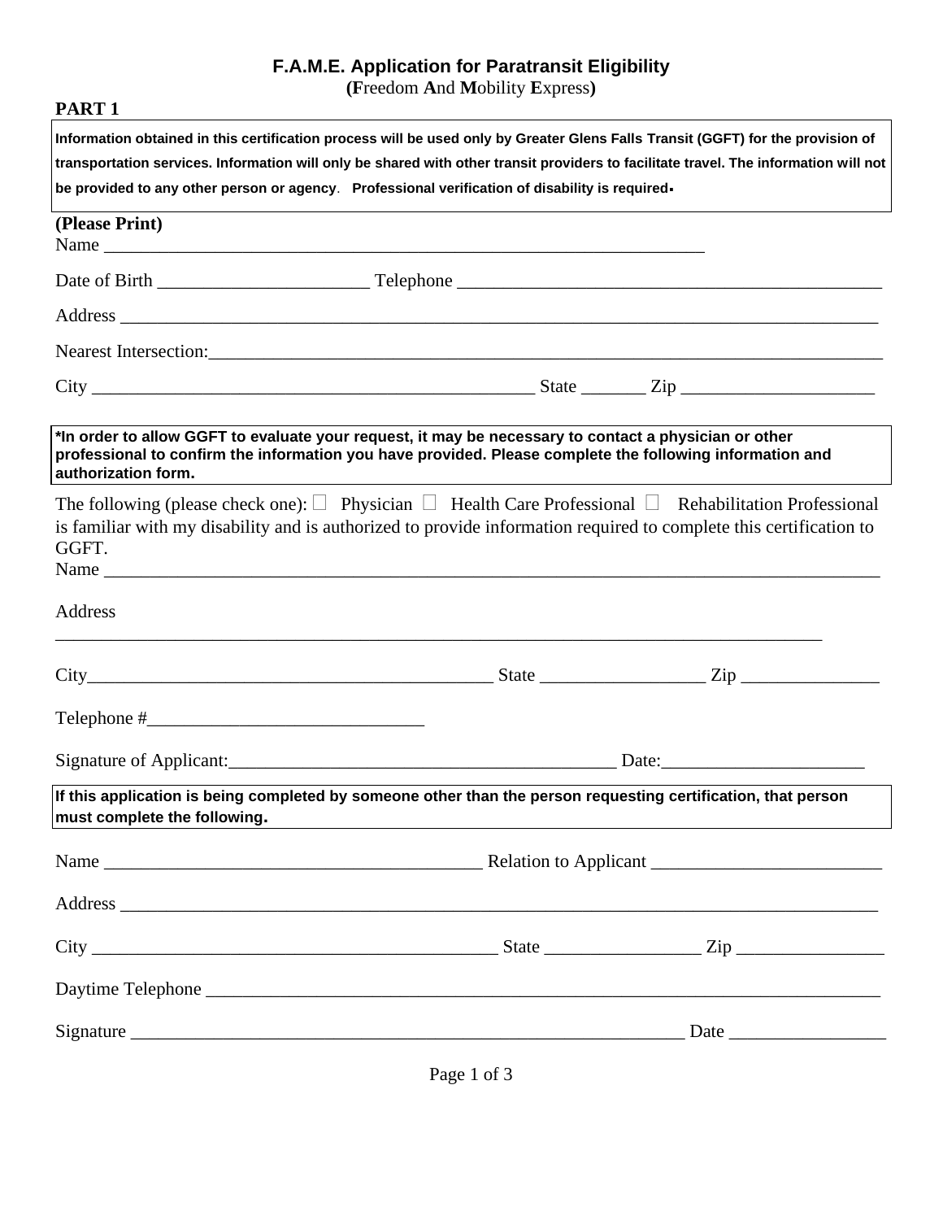# F.A.M.E. Application for Paratransit Eligibility

**(F**reedom **A**nd **M**obility **E**xpress**)**

## PART 1

**Information obtained in this certification process will be used only by Greater Glens Falls Transit (GGFT) for the provision of transportation services. Information will only be shared with other transit providers to facilitate travel. The information will not be provided to any other person or agency. Professional verification of disability is required.**

**(Please Print)**

Name ___________________________________________________________________

Date of Birth _______________________ Telephone _______________________________________________

Address ___________________________________________________________________________________

Nearest Intersection:_________________________________________________________________________

City _________________________________________________ State _______ Zip _____________________

**\*In order to allow GGFT to evaluate your request, it may be necessary to contact a physician or other professional to confirm the information you have provided. Please complete the following information and authorization form.**

The following (please check one): ☐ Physician ☐ Health Care Professional ☐ Rehabilitation Professional is familiar with my disability and is authorized to provide information required to complete this certification to GGFT.

Name _____________________________________________________________________________________

Address

_____________________________________________________________________________________

City____________________________________________ State __________________ Zip _______________

Telephone #______________________________

Signature of Applicant:__________________________________________ Date:_____________________

**If this application is being completed by someone other than the person requesting certification, that person must complete the following.**

Name ________________________________________ Relation to Applicant _________________________

Address ___________________________________________________________________________________

City _____________________________________________ State ________________ Zip ________________

Daytime Telephone _________________________________________________________________________

Signature ____________________________________________________________ Date _________________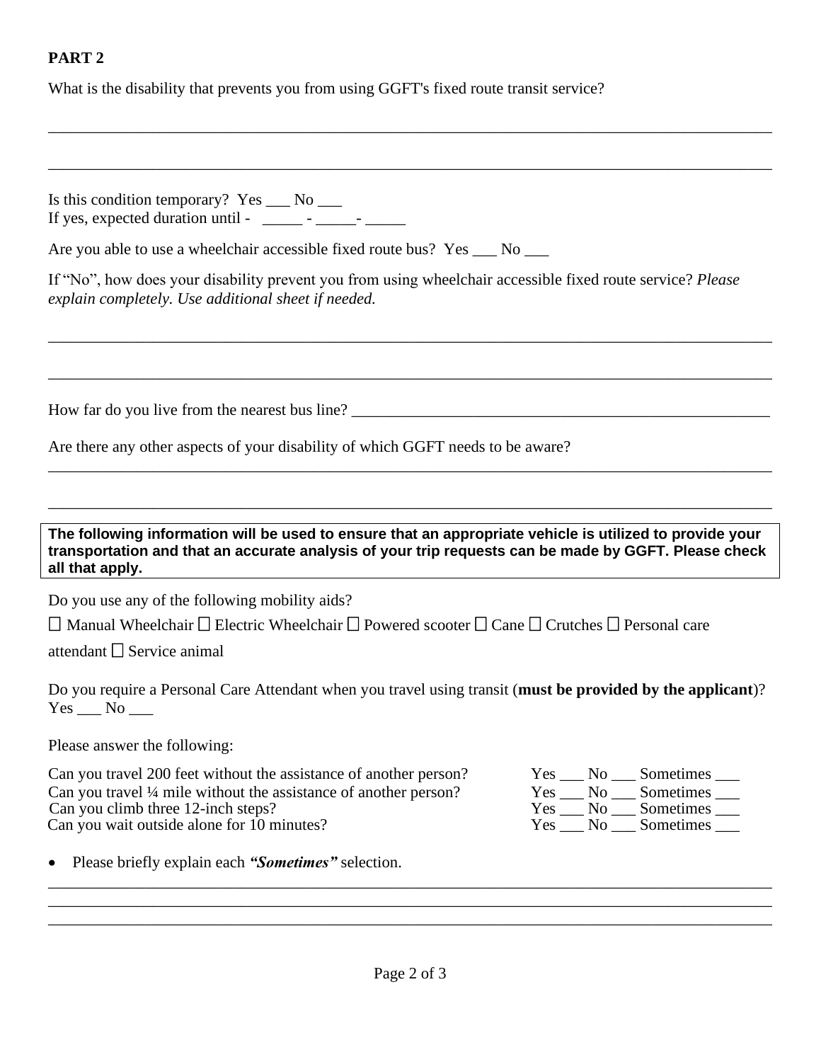**PART 2**

What is the disability that prevents you from using GGFT's fixed route transit service?

\_\_\_\_\_\_\_\_\_\_\_\_\_\_\_\_\_\_\_\_\_\_\_\_\_\_\_\_\_\_\_\_\_\_\_\_\_\_\_\_\_\_\_\_\_\_\_\_\_\_\_\_\_\_\_\_\_\_\_\_\_\_\_\_\_\_\_\_\_\_\_\_\_\_\_\_\_\_\_\_\_\_\_\_

\_\_\_\_\_\_\_\_\_\_\_\_\_\_\_\_\_\_\_\_\_\_\_\_\_\_\_\_\_\_\_\_\_\_\_\_\_\_\_\_\_\_\_\_\_\_\_\_\_\_\_\_\_\_\_\_\_\_\_\_\_\_\_\_\_\_\_\_\_\_\_\_\_\_\_\_\_\_\_\_\_\_\_\_

Is this condition temporary? Yes \_\_\_ No \_\_\_
If yes, expected duration until - \_\_\_\_\_ - \_\_\_\_\_- \_\_\_\_\_

Are you able to use a wheelchair accessible fixed route bus? Yes \_\_\_ No \_\_\_

If "No", how does your disability prevent you from using wheelchair accessible fixed route service? *Please explain completely. Use additional sheet if needed.*

\_\_\_\_\_\_\_\_\_\_\_\_\_\_\_\_\_\_\_\_\_\_\_\_\_\_\_\_\_\_\_\_\_\_\_\_\_\_\_\_\_\_\_\_\_\_\_\_\_\_\_\_\_\_\_\_\_\_\_\_\_\_\_\_\_\_\_\_\_\_\_\_\_\_\_\_\_\_\_\_\_\_\_\_

\_\_\_\_\_\_\_\_\_\_\_\_\_\_\_\_\_\_\_\_\_\_\_\_\_\_\_\_\_\_\_\_\_\_\_\_\_\_\_\_\_\_\_\_\_\_\_\_\_\_\_\_\_\_\_\_\_\_\_\_\_\_\_\_\_\_\_\_\_\_\_\_\_\_\_\_\_\_\_\_\_\_\_\_

How far do you live from the nearest bus line? \_\_\_\_\_\_\_\_\_\_\_\_\_\_\_\_\_\_\_\_\_\_\_\_\_\_\_\_\_\_\_\_\_\_\_\_\_\_\_\_\_\_\_\_\_\_\_\_\_\_\_\_

Are there any other aspects of your disability of which GGFT needs to be aware?

\_\_\_\_\_\_\_\_\_\_\_\_\_\_\_\_\_\_\_\_\_\_\_\_\_\_\_\_\_\_\_\_\_\_\_\_\_\_\_\_\_\_\_\_\_\_\_\_\_\_\_\_\_\_\_\_\_\_\_\_\_\_\_\_\_\_\_\_\_\_\_\_\_\_\_\_\_\_\_\_\_\_\_\_

\_\_\_\_\_\_\_\_\_\_\_\_\_\_\_\_\_\_\_\_\_\_\_\_\_\_\_\_\_\_\_\_\_\_\_\_\_\_\_\_\_\_\_\_\_\_\_\_\_\_\_\_\_\_\_\_\_\_\_\_\_\_\_\_\_\_\_\_\_\_\_\_\_\_\_\_\_\_\_\_\_\_\_\_

**The following information will be used to ensure that an appropriate vehicle is utilized to provide your transportation and that an accurate analysis of your trip requests can be made by GGFT. Please check all that apply.**

Do you use any of the following mobility aids?

☐ Manual Wheelchair ☐ Electric Wheelchair ☐ Powered scooter ☐ Cane ☐ Crutches ☐ Personal care attendant ☐ Service animal

Do you require a Personal Care Attendant when you travel using transit (**must be provided by the applicant**)? Yes \_\_\_ No \_\_\_

Please answer the following:

| | |
|---|---|
| Can you travel 200 feet without the assistance of another person? | Yes \_\_\_ No \_\_\_ Sometimes \_\_\_ |
| Can you travel ¼ mile without the assistance of another person? | Yes \_\_\_ No \_\_\_ Sometimes \_\_\_ |
| Can you climb three 12-inch steps? | Yes \_\_\_ No \_\_\_ Sometimes \_\_\_ |
| Can you wait outside alone for 10 minutes? | Yes \_\_\_ No \_\_\_ Sometimes \_\_\_ |

- Please briefly explain each ***"Sometimes"*** selection.

\_\_\_\_\_\_\_\_\_\_\_\_\_\_\_\_\_\_\_\_\_\_\_\_\_\_\_\_\_\_\_\_\_\_\_\_\_\_\_\_\_\_\_\_\_\_\_\_\_\_\_\_\_\_\_\_\_\_\_\_\_\_\_\_\_\_\_\_\_\_\_\_\_\_\_\_\_\_\_\_\_\_\_\_

\_\_\_\_\_\_\_\_\_\_\_\_\_\_\_\_\_\_\_\_\_\_\_\_\_\_\_\_\_\_\_\_\_\_\_\_\_\_\_\_\_\_\_\_\_\_\_\_\_\_\_\_\_\_\_\_\_\_\_\_\_\_\_\_\_\_\_\_\_\_\_\_\_\_\_\_\_\_\_\_\_\_\_\_

\_\_\_\_\_\_\_\_\_\_\_\_\_\_\_\_\_\_\_\_\_\_\_\_\_\_\_\_\_\_\_\_\_\_\_\_\_\_\_\_\_\_\_\_\_\_\_\_\_\_\_\_\_\_\_\_\_\_\_\_\_\_\_\_\_\_\_\_\_\_\_\_\_\_\_\_\_\_\_\_\_\_\_\_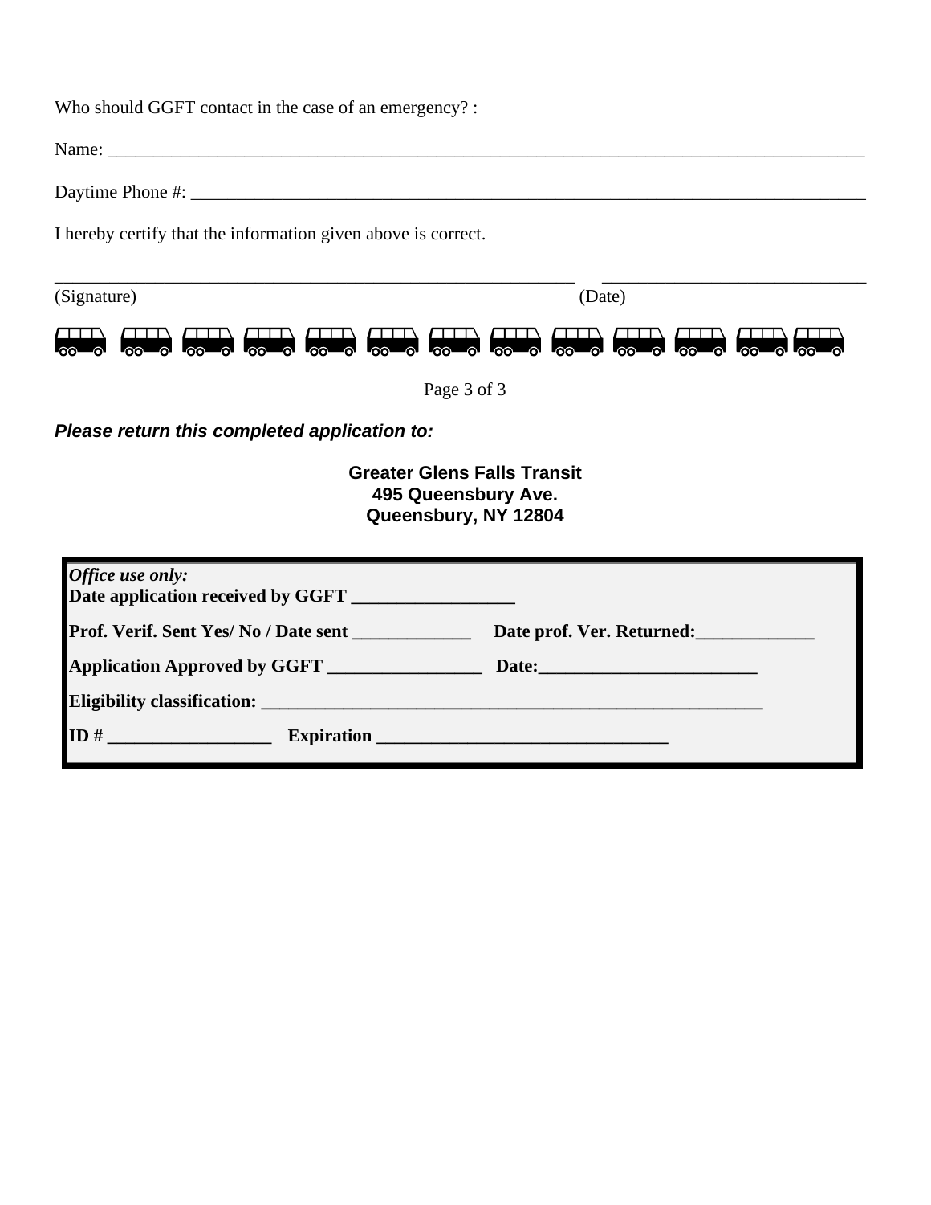Who should GGFT contact in the case of an emergency? :

Name: ___________________________________________________________________________________

Daytime Phone #: _____________________________________________________________________________

I hereby certify that the information given above is correct.

_____________________________________________________________ ______________________________

(Signature) (Date)

***Please return this completed application to:***

**Greater Glens Falls Transit**
**495 Queensbury Ave.**
**Queensbury, NY 12804**

***Office use only:***

**Date application received by GGFT _________________**

**Prof. Verif. Sent Yes/ No / Date sent _____________ Date prof. Ver. Returned:_____________**

**Application Approved by GGFT ________________ Date:_______________________**

**Eligibility classification: ______________________________________________________**

**ID # __________________ Expiration ______________________________**